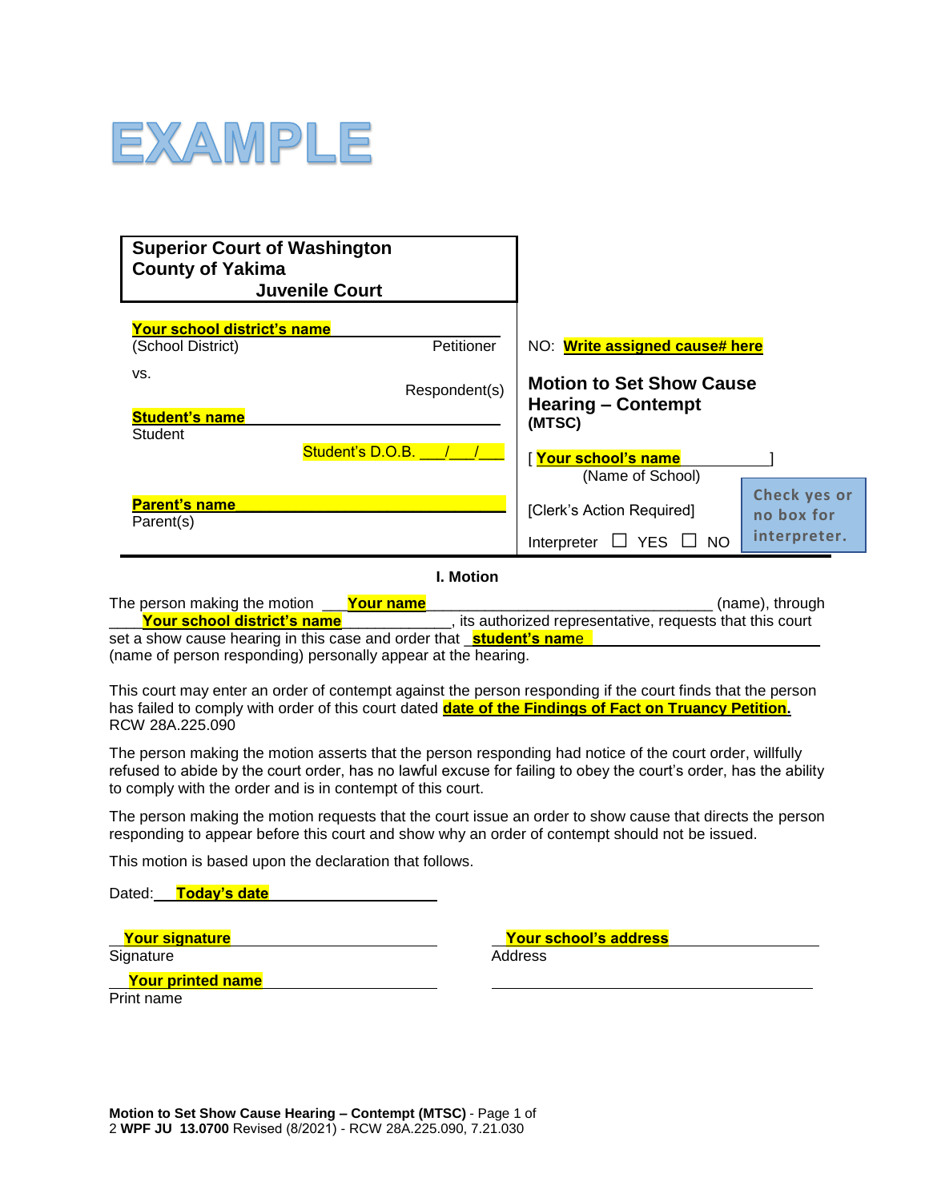# EXAMPLE

| Superior Court of Washington<br>County of Yakima<br>Juvenile Court | |
|---|---|
| **Your school district's name**<br>(School District) Petitioner | NO: **Write assigned cause# here** |
| vs.<br>Respondent(s) | **Motion to Set Show Cause Hearing – Contempt (MTSC)** |
| **Student's name**<br>Student<br>Student's D.O.B. \_\_\_/\_\_\_/\_\_\_ | [ **Your school's name** ]<br>(Name of School) |
| **Parent's name**<br>Parent(s) | [Clerk's Action Required]<br>Interpreter ☐ YES ☐ NO |

Check yes or no box for interpreter.

## I. Motion

The person making the motion **Your name** (name), through **Your school district's name**, its authorized representative, requests that this court set a show cause hearing in this case and order that **student's name** (name of person responding) personally appear at the hearing.

This court may enter an order of contempt against the person responding if the court finds that the person has failed to comply with order of this court dated **date of the Findings of Fact on Truancy Petition.** RCW 28A.225.090

The person making the motion asserts that the person responding had notice of the court order, willfully refused to abide by the court order, has no lawful excuse for failing to obey the court's order, has the ability to comply with the order and is in contempt of this court.

The person making the motion requests that the court issue an order to show cause that directs the person responding to appear before this court and show why an order of contempt should not be issued.

This motion is based upon the declaration that follows.

Dated: **Today's date**

**Your signature**
Signature

**Your printed name**
Print name

**Your school's address**
Address

\_\_\_\_\_\_\_\_\_\_\_\_\_\_\_\_\_\_\_\_\_\_\_\_\_\_\_\_\_\_

Motion to Set Show Cause Hearing – Contempt (MTSC) - WPF JU 13.0700 Revised (8/2021) - RCW 28A.225.090, 7.21.030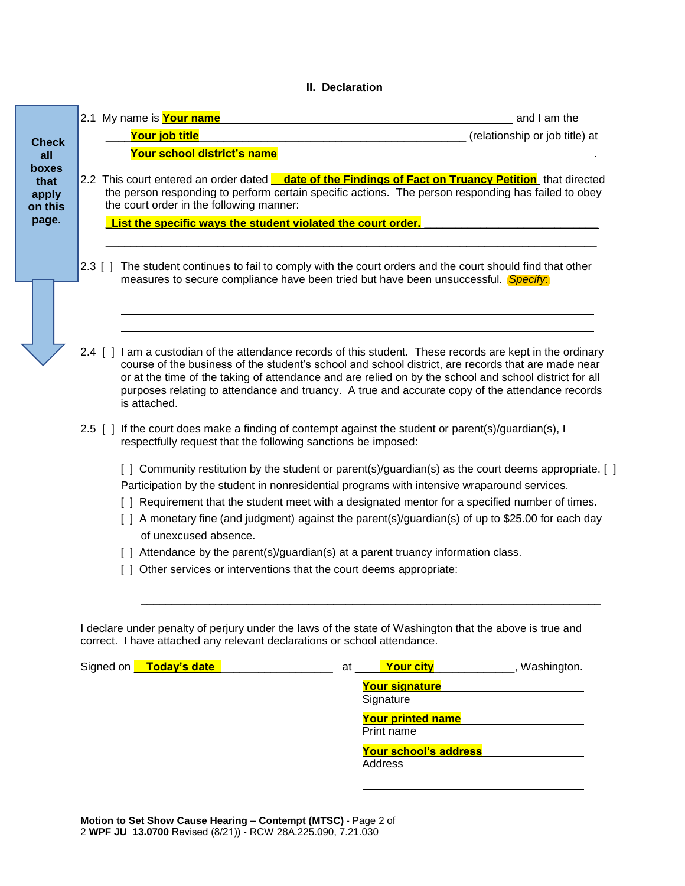## II. Declaration

Check all boxes that apply on this page.

2.1 My name is **Your name** ______________________________ and I am the **Your job title** ______________________________ (relationship or job title) at **Your school district's name** ______________________________.

2.2 This court entered an order dated **date of the Findings of Fact on Truancy Petition** that directed the person responding to perform certain specific actions. The person responding has failed to obey the court order in the following manner:

**List the specific ways the student violated the court order.** ______________________________

______________________________________________________________________

2.3 [ ] The student continues to fail to comply with the court orders and the court should find that other measures to secure compliance have been tried but have been unsuccessful. *Specify*: ______________________________

______________________________________________________________________

______________________________________________________________________

2.4 [ ] I am a custodian of the attendance records of this student. These records are kept in the ordinary course of the business of the student's school and school district, are records that are made near or at the time of the taking of attendance and are relied on by the school and school district for all purposes relating to attendance and truancy. A true and accurate copy of the attendance records is attached.

2.5 [ ] If the court does make a finding of contempt against the student or parent(s)/guardian(s), I respectfully request that the following sanctions be imposed:

[ ] Community restitution by the student or parent(s)/guardian(s) as the court deems appropriate.
[ ] Participation by the student in nonresidential programs with intensive wraparound services.
[ ] Requirement that the student meet with a designated mentor for a specified number of times.
[ ] A monetary fine (and judgment) against the parent(s)/guardian(s) of up to $25.00 for each day of unexcused absence.
[ ] Attendance by the parent(s)/guardian(s) at a parent truancy information class.
[ ] Other services or interventions that the court deems appropriate:

______________________________________________________________________

I declare under penalty of perjury under the laws of the state of Washington that the above is true and correct. I have attached any relevant declarations or school attendance.

Signed on **Today's date** ____________________ at **Your city** ____________, Washington.

**Your signature** ____________________
Signature

**Your printed name** ____________________
Print name

**Your school's address** ____________________
Address

______________________________

**Motion to Set Show Cause Hearing – Contempt (MTSC)**
**WPF JU 13.0700** Revised (8/21)) - RCW 28A.225.090, 7.21.030